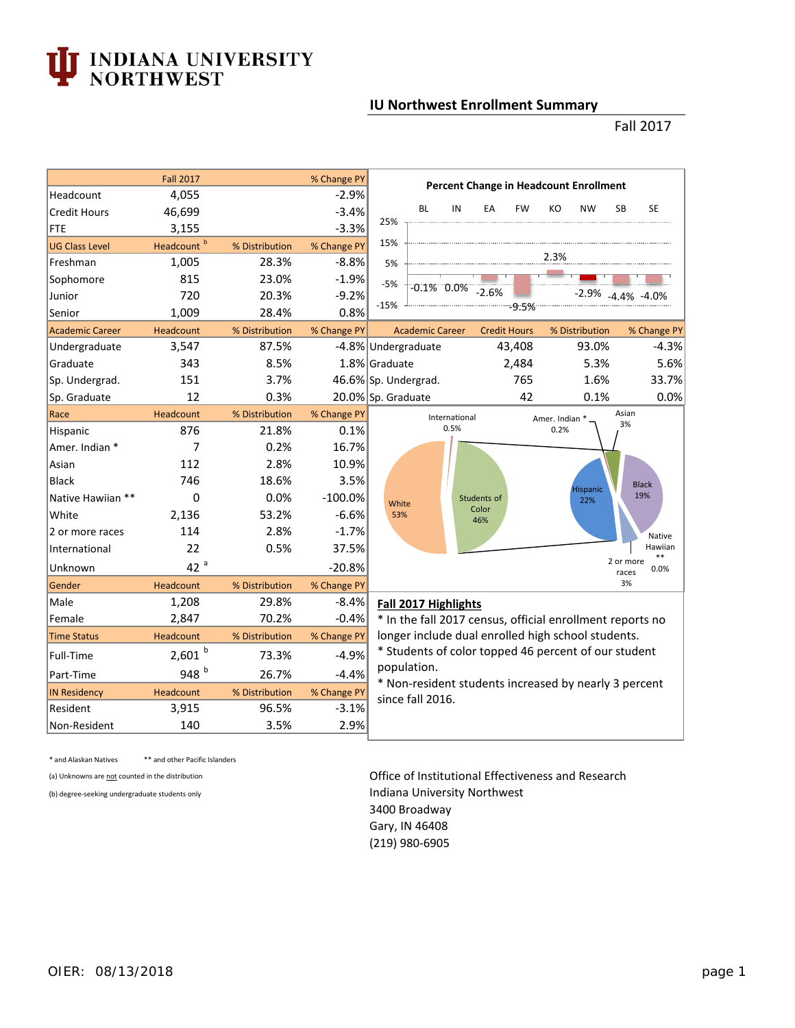# INDIANA UNIVERSITY NORTHWEST

## IU Northwest Enrollment Summary

Fall 2017

| | Fall 2017 | | % Change PY |
|---|---|---|---|
| Headcount | 4,055 | | -2.9% |
| Credit Hours | 46,699 | | -3.4% |
| FTE | 3,155 | | -3.3% |
| **UG Class Level** | **Headcount [b]** | **% Distribution** | **% Change PY** |
| Freshman | 1,005 | 28.3% | -8.8% |
| Sophomore | 815 | 23.0% | -1.9% |
| Junior | 720 | 20.3% | -9.2% |
| Senior | 1,009 | 28.4% | 0.8% |
| **Academic Career** | **Headcount** | **% Distribution** | **% Change PY** |
| Undergraduate | 3,547 | 87.5% | -4.8% |
| Graduate | 343 | 8.5% | 1.8% |
| Sp. Undergrad. | 151 | 3.7% | 46.6% |
| Sp. Graduate | 12 | 0.3% | 20.0% |
| **Race** | **Headcount** | **% Distribution** | **% Change PY** |
| Hispanic | 876 | 21.8% | 0.1% |
| Amer. Indian * | 7 | 0.2% | 16.7% |
| Asian | 112 | 2.8% | 10.9% |
| Black | 746 | 18.6% | 3.5% |
| Native Hawiian ** | 0 | 0.0% | -100.0% |
| White | 2,136 | 53.2% | -6.6% |
| 2 or more races | 114 | 2.8% | -1.7% |
| International | 22 | 0.5% | 37.5% |
| Unknown | 42 [a] | | -20.8% |
| **Gender** | **Headcount** | **% Distribution** | **% Change PY** |
| Male | 1,208 | 29.8% | -8.4% |
| Female | 2,847 | 70.2% | -0.4% |
| **Time Status** | **Headcount** | **% Distribution** | **% Change PY** |
| Full-Time | 2,601 [b] | 73.3% | -4.9% |
| Part-Time | 948 [b] | 26.7% | -4.4% |
| **IN Residency** | **Headcount** | **% Distribution** | **% Change PY** |
| Resident | 3,915 | 96.5% | -3.1% |
| Non-Resident | 140 | 3.5% | 2.9% |

**Percent Change in Headcount Enrollment**

| BL | IN | EA | FW | KO | NW | SB | SE |
|---|---|---|---|---|---|---|---|
| -0.1% | 0.0% | -2.6% | -9.5% | 2.3% | -2.9% | -4.4% | -4.0% |

| Academic Career | Credit Hours | % Distribution | % Change PY |
|---|---|---|---|
| Undergraduate | 43,408 | 93.0% | -4.3% |
| Graduate | 2,484 | 5.3% | 5.6% |
| Sp. Undergrad. | 765 | 1.6% | 33.7% |
| Sp. Graduate | 42 | 0.1% | 0.0% |

White 53%; Students of Color 46%; International 0.5%
Hispanic 22%; Black 19%; Asian 3%; Amer. Indian * 0.2%; 2 or more races 3%; Native Hawiian ** 0.0%

### Fall 2017 Highlights

* In the fall 2017 census, official enrollment reports no longer include dual enrolled high school students.
* Students of color topped 46 percent of our student population.
* Non-resident students increased by nearly 3 percent since fall 2016.

\* and Alaskan Natives ** and other Pacific Islanders

(a) Unknowns are not counted in the distribution

(b) degree-seeking undergraduate students only

Office of Institutional Effectiveness and Research
Indiana University Northwest
3400 Broadway
Gary, IN 46408
(219) 980-6905

OIER: 08/13/2018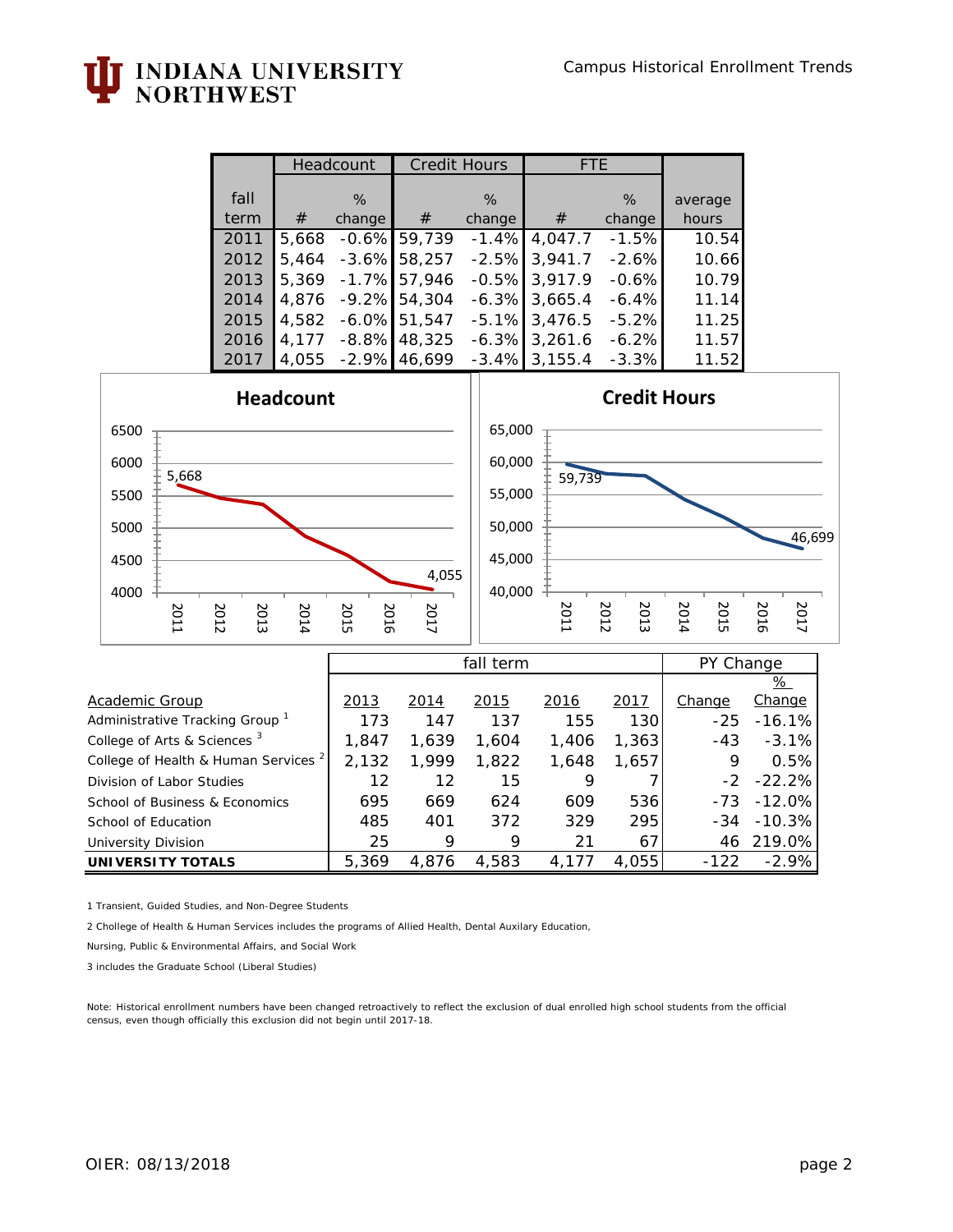# INDIANA UNIVERSITY NORTHWEST

Campus Historical Enrollment Trends

| fall term | Headcount # | Headcount % change | Credit Hours # | Credit Hours % change | FTE # | FTE % change | average hours |
|---|---|---|---|---|---|---|---|
| 2011 | 5,668 | -0.6% | 59,739 | -1.4% | 4,047.7 | -1.5% | 10.54 |
| 2012 | 5,464 | -3.6% | 58,257 | -2.5% | 3,941.7 | -2.6% | 10.66 |
| 2013 | 5,369 | -1.7% | 57,946 | -0.5% | 3,917.9 | -0.6% | 10.79 |
| 2014 | 4,876 | -9.2% | 54,304 | -6.3% | 3,665.4 | -6.4% | 11.14 |
| 2015 | 4,582 | -6.0% | 51,547 | -5.1% | 3,476.5 | -5.2% | 11.25 |
| 2016 | 4,177 | -8.8% | 48,325 | -6.3% | 3,261.6 | -6.2% | 11.57 |
| 2017 | 4,055 | -2.9% | 46,699 | -3.4% | 3,155.4 | -3.3% | 11.52 |

**Headcount**

6500
6000
5500
5000
4500
4000

5,668
4,055

2011 2012 2013 2014 2015 2016 2017

**Credit Hours**

65,000
60,000
55,000
50,000
45,000
40,000

59,739
46,699

2011 2012 2013 2014 2015 2016 2017

| Academic Group | fall term 2013 | 2014 | 2015 | 2016 | 2017 | PY Change Change | % Change |
|---|---|---|---|---|---|---|---|
| Administrative Tracking Group [1] | 173 | 147 | 137 | 155 | 130 | -25 | -16.1% |
| College of Arts & Sciences [3] | 1,847 | 1,639 | 1,604 | 1,406 | 1,363 | -43 | -3.1% |
| College of Health & Human Services [2] | 2,132 | 1,999 | 1,822 | 1,648 | 1,657 | 9 | 0.5% |
| Division of Labor Studies | 12 | 12 | 15 | 9 | 7 | -2 | -22.2% |
| School of Business & Economics | 695 | 669 | 624 | 609 | 536 | -73 | -12.0% |
| School of Education | 485 | 401 | 372 | 329 | 295 | -34 | -10.3% |
| University Division | 25 | 9 | 9 | 21 | 67 | 46 | 219.0% |
| **UNIVERSITY TOTALS** | 5,369 | 4,876 | 4,583 | 4,177 | 4,055 | -122 | -2.9% |

1 Transient, Guided Studies, and Non-Degree Students

2 Chollege of Health & Human Services includes the programs of Allied Health, Dental Auxilary Education, Nursing, Public & Environmental Affairs, and Social Work

3 includes the Graduate School (Liberal Studies)

Note: Historical enrollment numbers have been changed retroactively to reflect the exclusion of dual enrolled high school students from the official census, even though officially this exclusion did not begin until 2017-18.

OIER: 08/13/2018